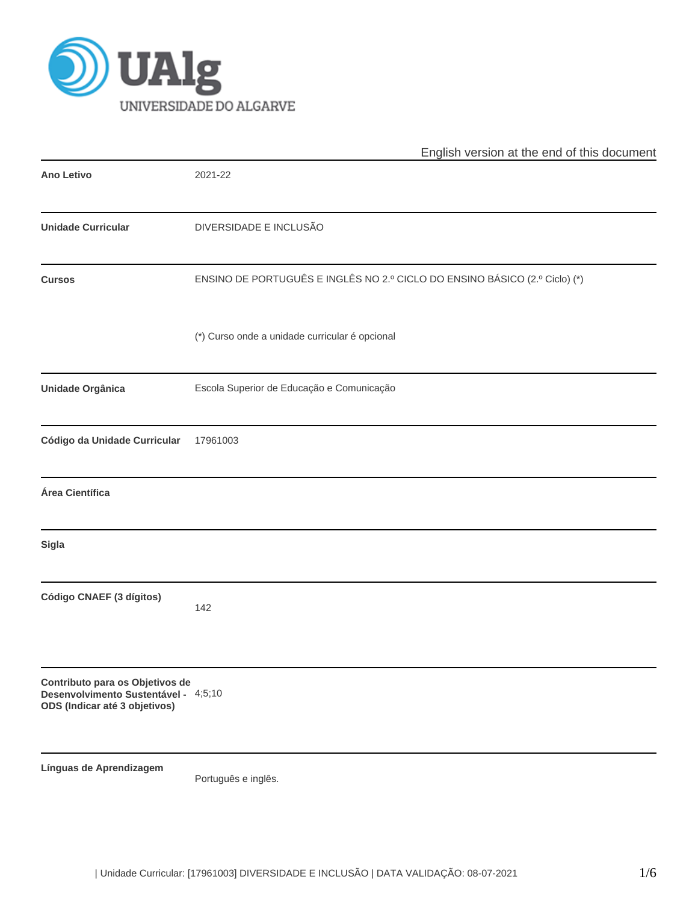UALG
UNIVERSIDADE DO ALGARVE

English version at the end of this document

| | |
|---|---|
| **Ano Letivo** | 2021-22 |
| **Unidade Curricular** | DIVERSIDADE E INCLUSÃO |
| **Cursos** | ENSINO DE PORTUGUÊS E INGLÊS NO 2.º CICLO DO ENSINO BÁSICO (2.º Ciclo) (*)<br><br>(*) Curso onde a unidade curricular é opcional |
| **Unidade Orgânica** | Escola Superior de Educação e Comunicação |
| **Código da Unidade Curricular** | 17961003 |
| **Área Científica** | |
| **Sigla** | |
| **Código CNAEF (3 dígitos)** | 142 |
| **Contributo para os Objetivos de Desenvolvimento Sustentável - ODS (Indicar até 3 objetivos)** | 4;5;10 |
| **Línguas de Aprendizagem** | Português e inglês. |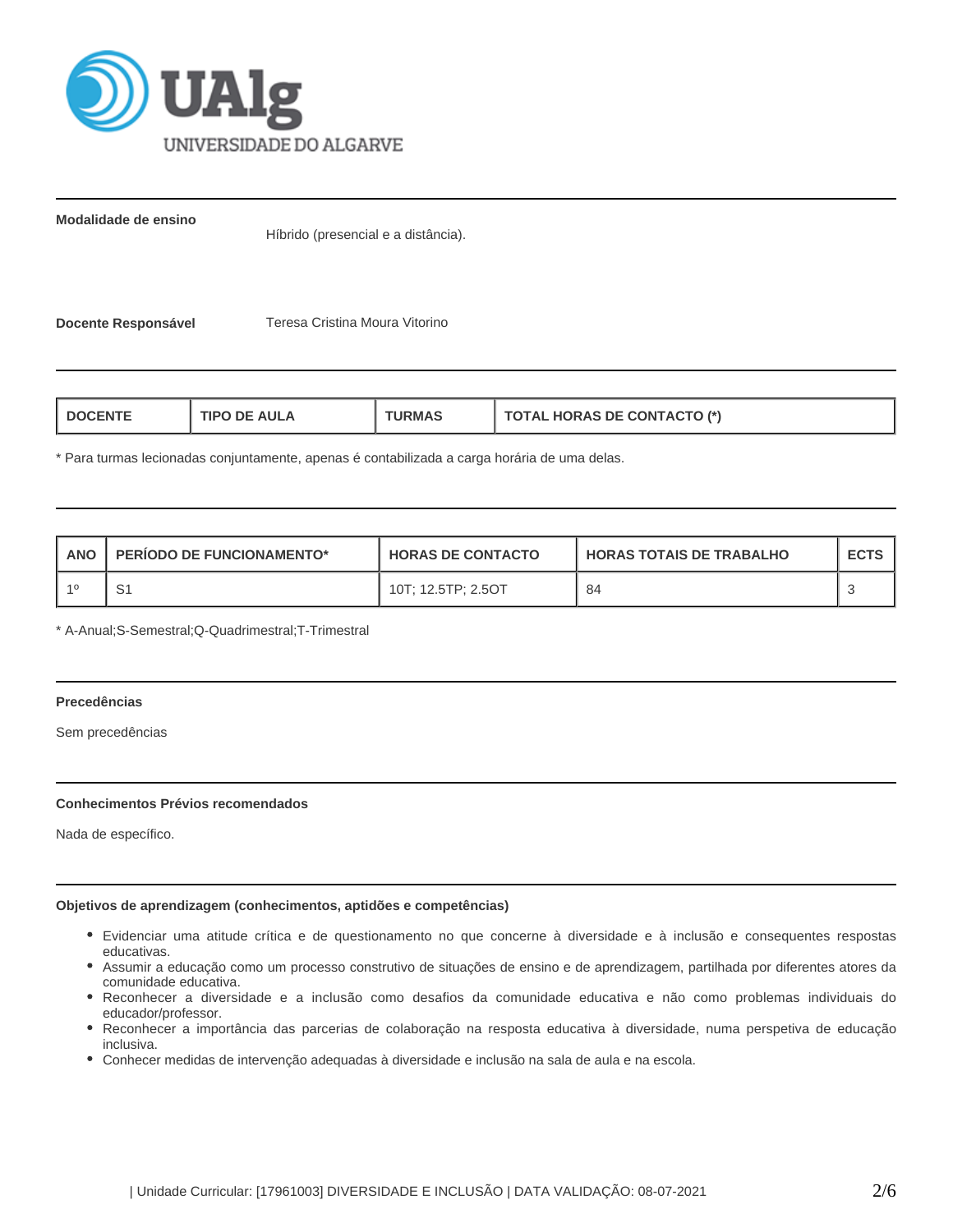**Modalidade de ensino**

Híbrido (presencial e a distância).

**Docente Responsável**

Teresa Cristina Moura Vitorino

| DOCENTE | TIPO DE AULA | TURMAS | TOTAL HORAS DE CONTACTO (*) |
|---|---|---|---|

* Para turmas lecionadas conjuntamente, apenas é contabilizada a carga horária de uma delas.

| ANO | PERÍODO DE FUNCIONAMENTO* | HORAS DE CONTACTO | HORAS TOTAIS DE TRABALHO | ECTS |
|---|---|---|---|---|
| 1º | S1 | 10T; 12.5TP; 2.5OT | 84 | 3 |

* A-Anual;S-Semestral;Q-Quadrimestral;T-Trimestral

**Precedências**

Sem precedências

**Conhecimentos Prévios recomendados**

Nada de específico.

**Objetivos de aprendizagem (conhecimentos, aptidões e competências)**

- Evidenciar uma atitude crítica e de questionamento no que concerne à diversidade e à inclusão e consequentes respostas educativas.
- Assumir a educação como um processo construtivo de situações de ensino e de aprendizagem, partilhada por diferentes atores da comunidade educativa.
- Reconhecer a diversidade e a inclusão como desafios da comunidade educativa e não como problemas individuais do educador/professor.
- Reconhecer a importância das parcerias de colaboração na resposta educativa à diversidade, numa perspetiva de educação inclusiva.
- Conhecer medidas de intervenção adequadas à diversidade e inclusão na sala de aula e na escola.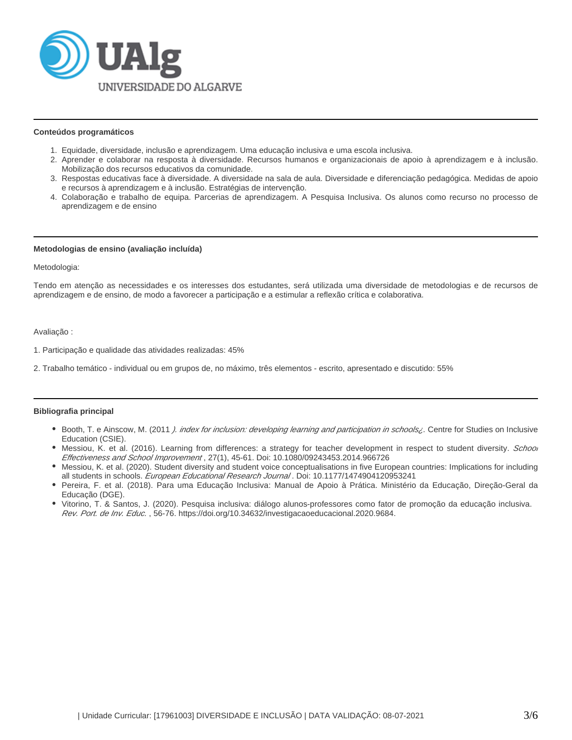### Conteúdos programáticos

1. Equidade, diversidade, inclusão e aprendizagem. Uma educação inclusiva e uma escola inclusiva.
2. Aprender e colaborar na resposta à diversidade. Recursos humanos e organizacionais de apoio à aprendizagem e à inclusão. Mobilização dos recursos educativos da comunidade.
3. Respostas educativas face à diversidade. A diversidade na sala de aula. Diversidade e diferenciação pedagógica. Medidas de apoio e recursos à aprendizagem e à inclusão. Estratégias de intervenção.
4. Colaboração e trabalho de equipa. Parcerias de aprendizagem. A Pesquisa Inclusiva. Os alunos como recurso no processo de aprendizagem e de ensino

### Metodologias de ensino (avaliação incluída)

Metodologia:

Tendo em atenção as necessidades e os interesses dos estudantes, será utilizada uma diversidade de metodologias e de recursos de aprendizagem e de ensino, de modo a favorecer a participação e a estimular a reflexão crítica e colaborativa.

Avaliação :

1. Participação e qualidade das atividades realizadas: 45%

2. Trabalho temático - individual ou em grupos de, no máximo, três elementos - escrito, apresentado e discutido: 55%

### Bibliografia principal

- Booth, T. e Ainscow, M. (2011 *). index for inclusion: developing learning and participation in schools¿*. Centre for Studies on Inclusive Education (CSIE).
- Messiou, K. et al. (2016). Learning from differences: a strategy for teacher development in respect to student diversity. *School Effectiveness and School Improvement* , 27(1), 45-61. Doi: 10.1080/09243453.2014.966726
- Messiou, K. et al. (2020). Student diversity and student voice conceptualisations in five European countries: Implications for including all students in schools. *European Educational Research Journal* . Doi: 10.1177/1474904120953241
- Pereira, F. et al. (2018). Para uma Educação Inclusiva: Manual de Apoio à Prática. Ministério da Educação, Direção-Geral da Educação (DGE).
- Vitorino, T. & Santos, J. (2020). Pesquisa inclusiva: diálogo alunos-professores como fator de promoção da educação inclusiva. *Rev. Port. de Inv. Educ.* , 56-76. https://doi.org/10.34632/investigacaoeducacional.2020.9684.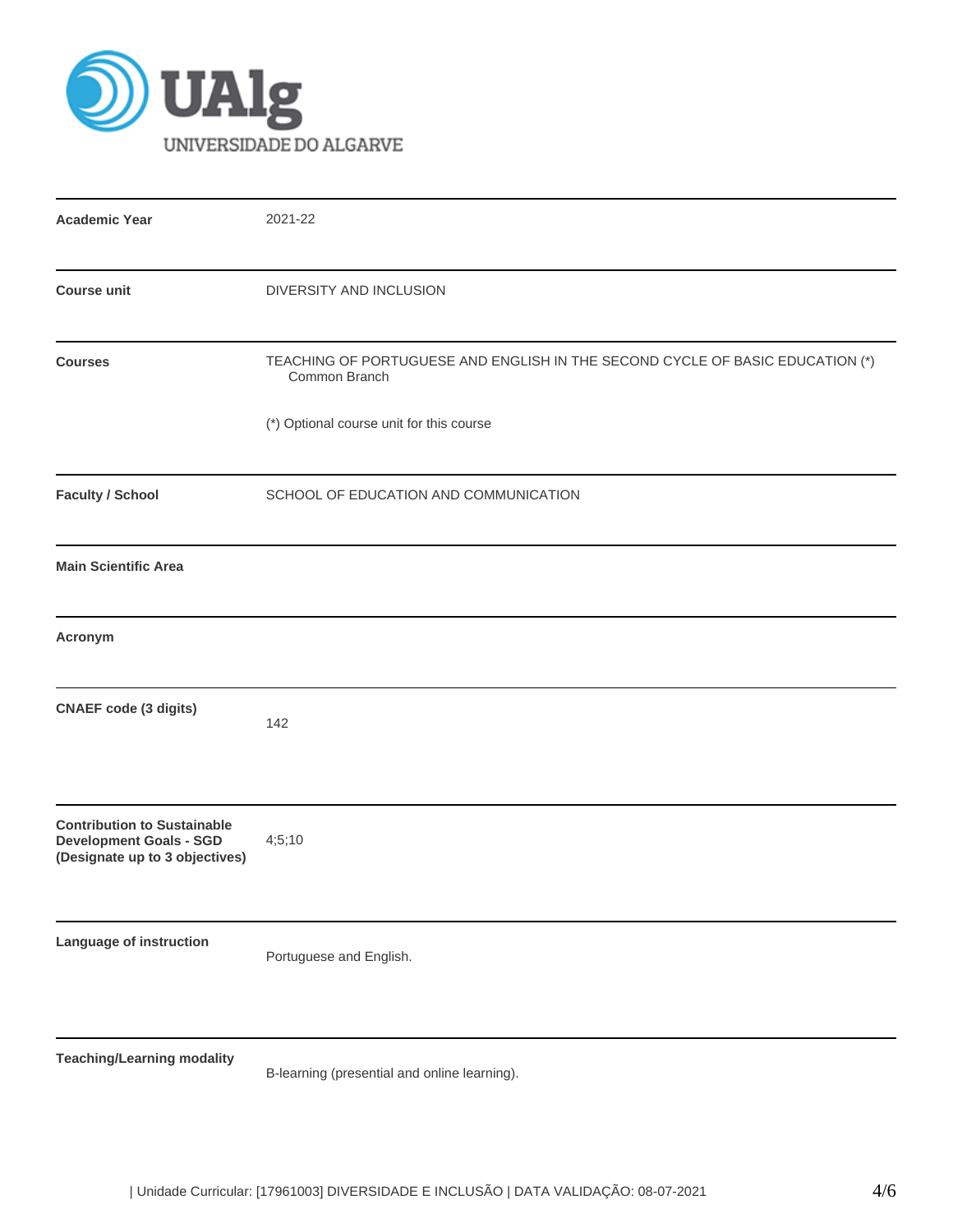| | |
|---|---|
| **Academic Year** | 2021-22 |
| **Course unit** | DIVERSITY AND INCLUSION |
| **Courses** | TEACHING OF PORTUGUESE AND ENGLISH IN THE SECOND CYCLE OF BASIC EDUCATION (*) Common Branch<br><br>(*) Optional course unit for this course |
| **Faculty / School** | SCHOOL OF EDUCATION AND COMMUNICATION |
| **Main Scientific Area** | |
| **Acronym** | |
| **CNAEF code (3 digits)** | 142 |
| **Contribution to Sustainable Development Goals - SGD (Designate up to 3 objectives)** | 4;5;10 |
| **Language of instruction** | Portuguese and English. |
| **Teaching/Learning modality** | B-learning (presential and online learning). |

| Unidade Curricular: [17961003] DIVERSIDADE E INCLUSÃO | DATA VALIDAÇÃO: 08-07-2021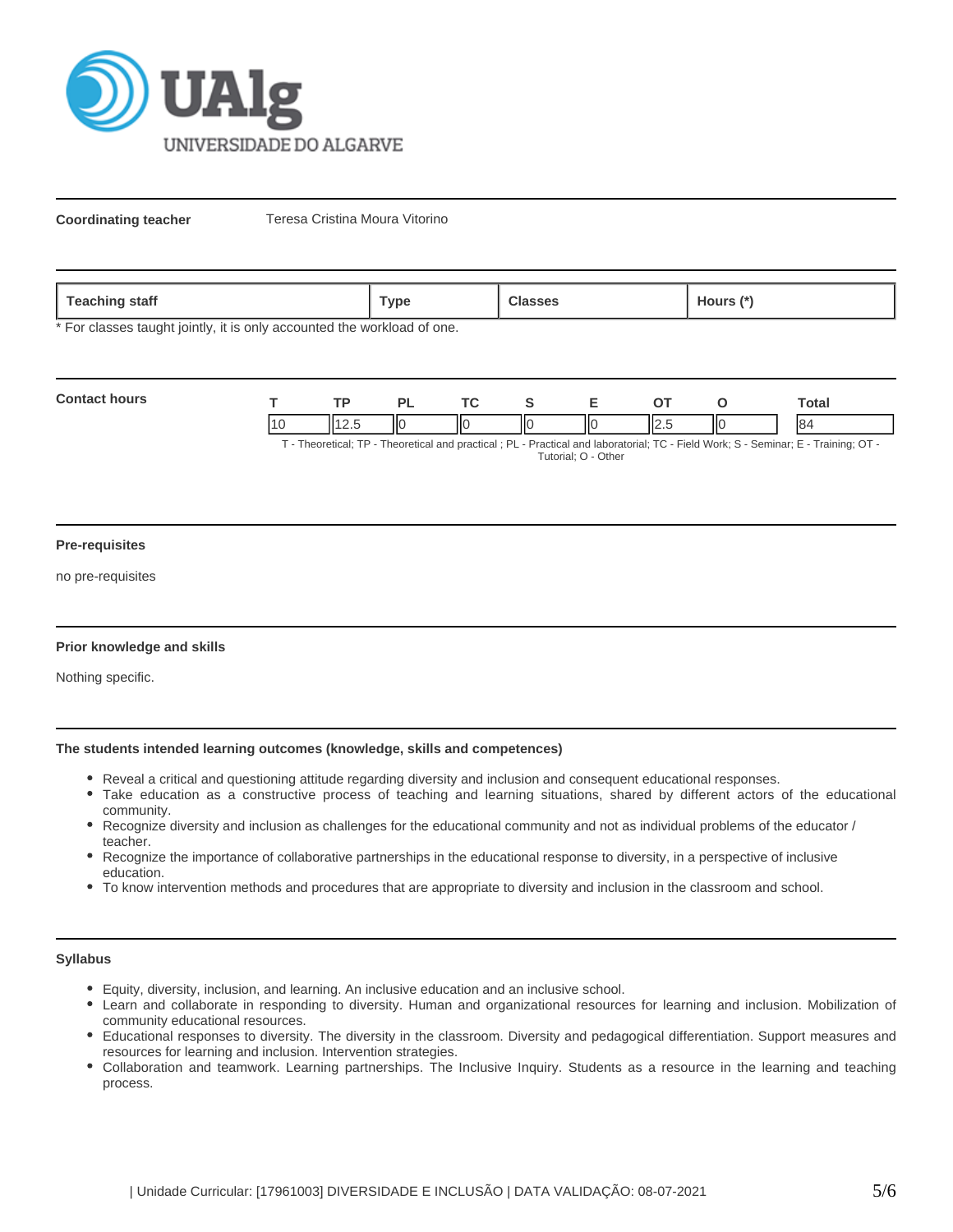**Coordinating teacher** Teresa Cristina Moura Vitorino

| Teaching staff | Type | Classes | Hours (*) |
|---|---|---|---|

* For classes taught jointly, it is only accounted the workload of one.

**Contact hours**

| T | TP | PL | TC | S | E | OT | O | Total |
|---|---|---|---|---|---|---|---|---|
| 10 | 12.5 | 0 | 0 | 0 | 0 | 2.5 | 0 | 84 |

T - Theoretical; TP - Theoretical and practical ; PL - Practical and laboratorial; TC - Field Work; S - Seminar; E - Training; OT - Tutorial; O - Other

### Pre-requisites

no pre-requisites

### Prior knowledge and skills

Nothing specific.

### The students intended learning outcomes (knowledge, skills and competences)

- Reveal a critical and questioning attitude regarding diversity and inclusion and consequent educational responses.
- Take education as a constructive process of teaching and learning situations, shared by different actors of the educational community.
- Recognize diversity and inclusion as challenges for the educational community and not as individual problems of the educator / teacher.
- Recognize the importance of collaborative partnerships in the educational response to diversity, in a perspective of inclusive education.
- To know intervention methods and procedures that are appropriate to diversity and inclusion in the classroom and school.

### Syllabus

- Equity, diversity, inclusion, and learning. An inclusive education and an inclusive school.
- Learn and collaborate in responding to diversity. Human and organizational resources for learning and inclusion. Mobilization of community educational resources.
- Educational responses to diversity. The diversity in the classroom. Diversity and pedagogical differentiation. Support measures and resources for learning and inclusion. Intervention strategies.
- Collaboration and teamwork. Learning partnerships. The Inclusive Inquiry. Students as a resource in the learning and teaching process.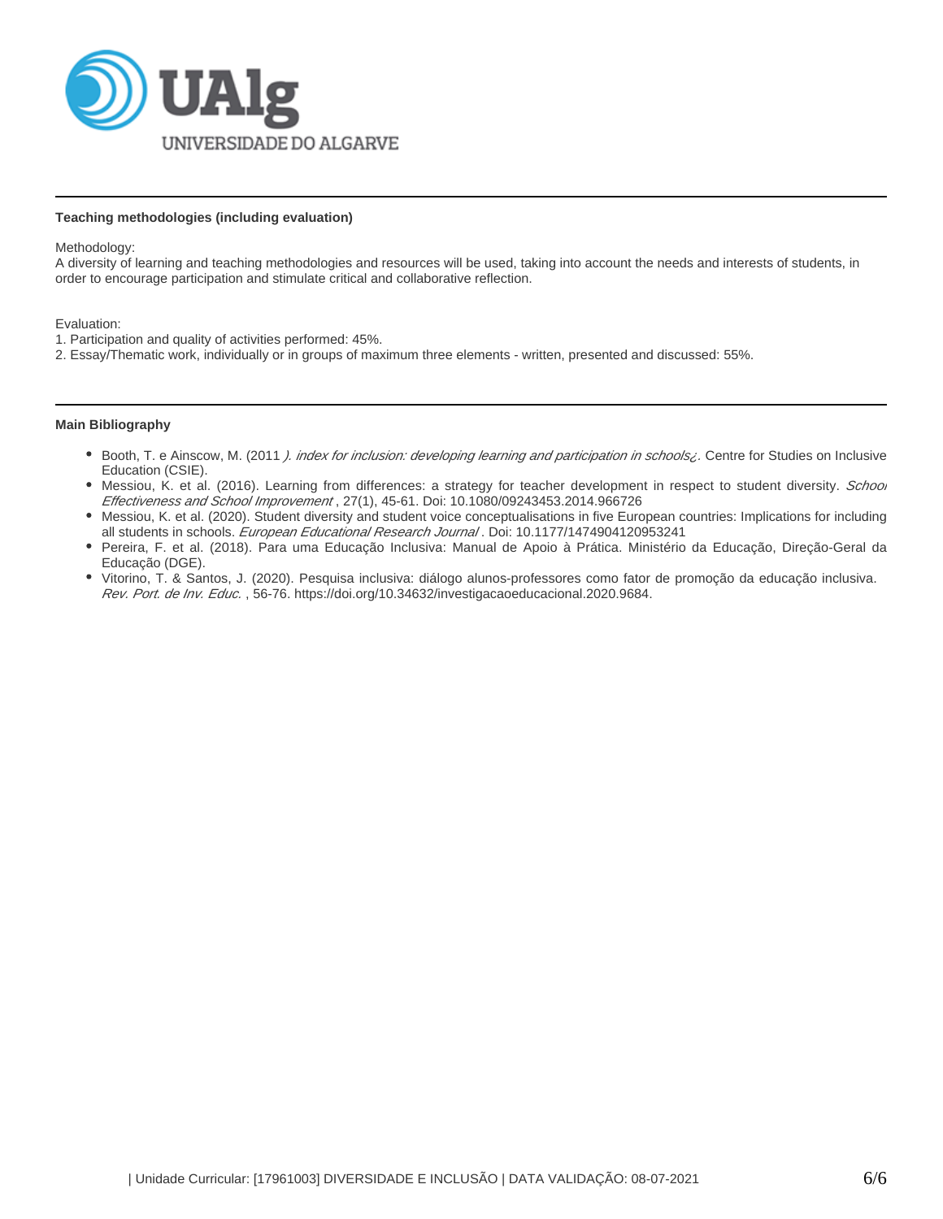**Teaching methodologies (including evaluation)**

Methodology:
A diversity of learning and teaching methodologies and resources will be used, taking into account the needs and interests of students, in order to encourage participation and stimulate critical and collaborative reflection.

Evaluation:
1. Participation and quality of activities performed: 45%.
2. Essay/Thematic work, individually or in groups of maximum three elements - written, presented and discussed: 55%.

**Main Bibliography**

- Booth, T. e Ainscow, M. (2011 *). index for inclusion: developing learning and participation in schools¿*. Centre for Studies on Inclusive Education (CSIE).
- Messiou, K. et al. (2016). Learning from differences: a strategy for teacher development in respect to student diversity. *School Effectiveness and School Improvement* , 27(1), 45-61. Doi: 10.1080/09243453.2014.966726
- Messiou, K. et al. (2020). Student diversity and student voice conceptualisations in five European countries: Implications for including all students in schools. *European Educational Research Journal* . Doi: 10.1177/1474904120953241
- Pereira, F. et al. (2018). Para uma Educação Inclusiva: Manual de Apoio à Prática. Ministério da Educação, Direção-Geral da Educação (DGE).
- Vitorino, T. & Santos, J. (2020). Pesquisa inclusiva: diálogo alunos-professores como fator de promoção da educação inclusiva. *Rev. Port. de Inv. Educ.* , 56-76. https://doi.org/10.34632/investigacaoeducacional.2020.9684.